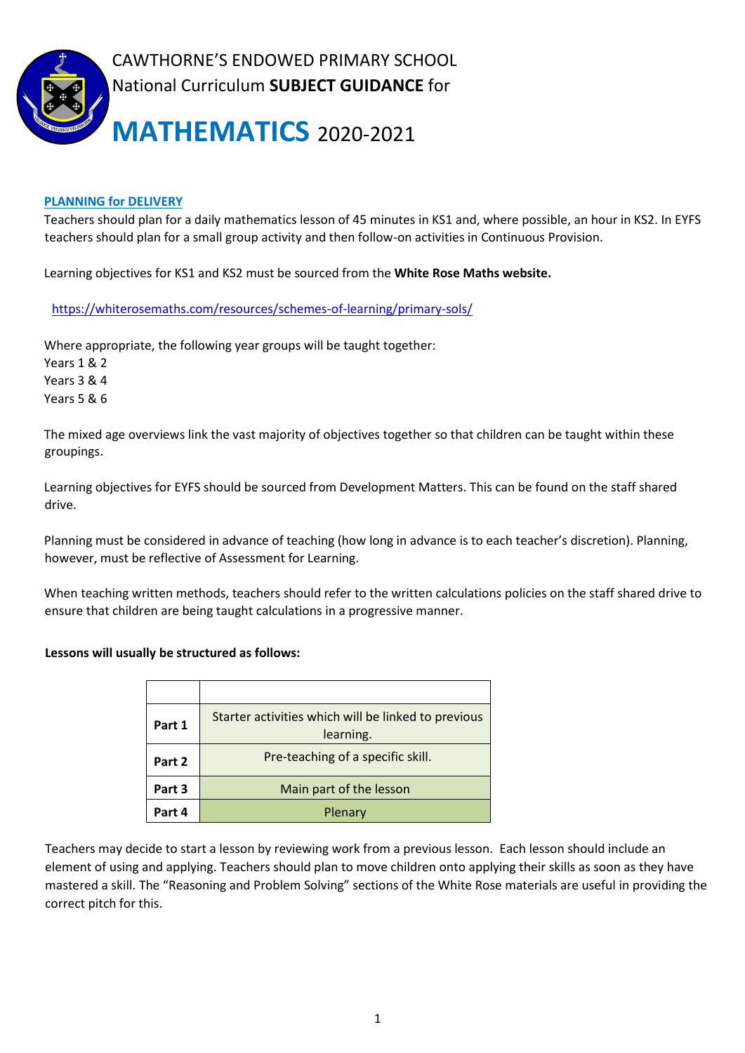# CAWTHORNE'S ENDOWED PRIMARY SCHOOL

National Curriculum **SUBJECT GUIDANCE** for

# MATHEMATICS 2020-2021

## PLANNING for DELIVERY

Teachers should plan for a daily mathematics lesson of 45 minutes in KS1 and, where possible, an hour in KS2. In EYFS teachers should plan for a small group activity and then follow-on activities in Continuous Provision.

Learning objectives for KS1 and KS2 must be sourced from the **White Rose Maths website.**

https://whiterosemaths.com/resources/schemes-of-learning/primary-sols/

Where appropriate, the following year groups will be taught together:
Years 1 & 2
Years 3 & 4
Years 5 & 6

The mixed age overviews link the vast majority of objectives together so that children can be taught within these groupings.

Learning objectives for EYFS should be sourced from Development Matters. This can be found on the staff shared drive.

Planning must be considered in advance of teaching (how long in advance is to each teacher's discretion). Planning, however, must be reflective of Assessment for Learning.

When teaching written methods, teachers should refer to the written calculations policies on the staff shared drive to ensure that children are being taught calculations in a progressive manner.

**Lessons will usually be structured as follows:**

| | |
|---|---|
| **Part 1** | Starter activities which will be linked to previous learning. |
| **Part 2** | Pre-teaching of a specific skill. |
| **Part 3** | Main part of the lesson |
| **Part 4** | Plenary |

Teachers may decide to start a lesson by reviewing work from a previous lesson. Each lesson should include an element of using and applying. Teachers should plan to move children onto applying their skills as soon as they have mastered a skill. The "Reasoning and Problem Solving" sections of the White Rose materials are useful in providing the correct pitch for this.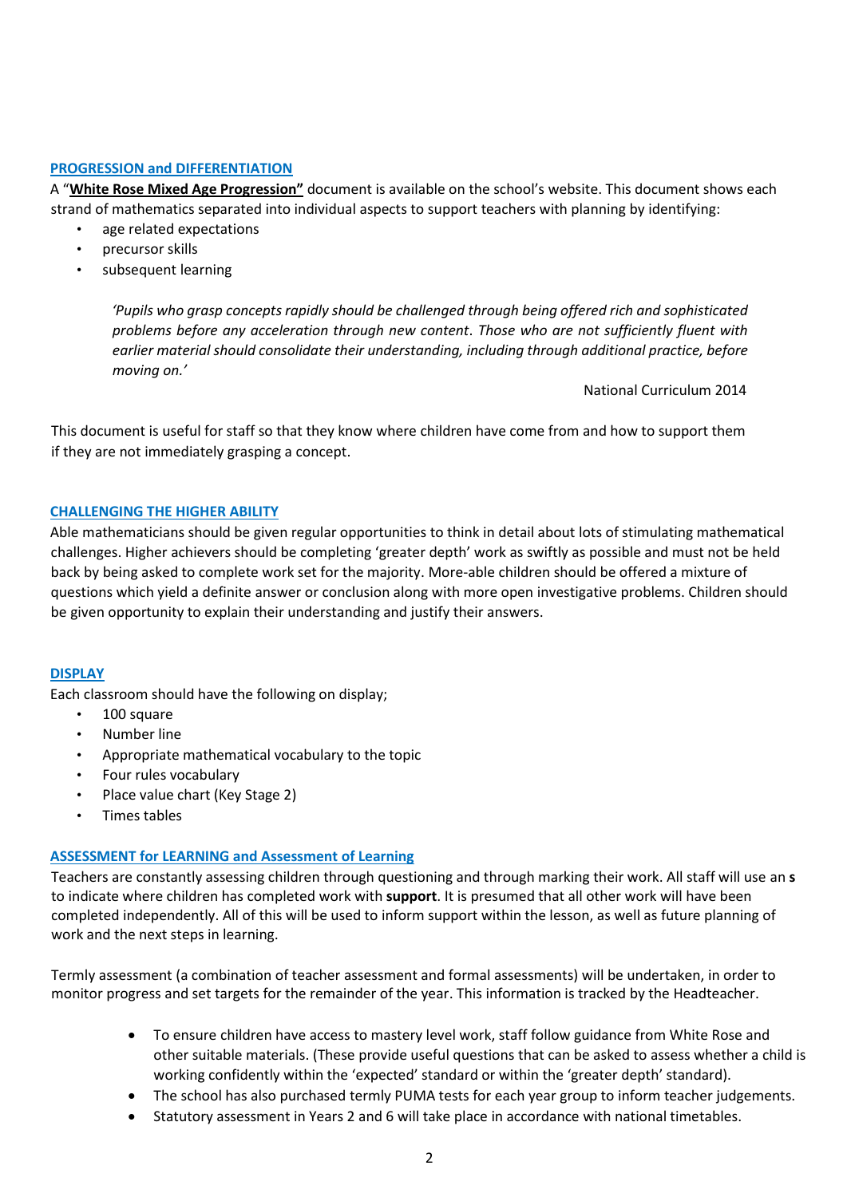## PROGRESSION and DIFFERENTIATION

A "**White Rose Mixed Age Progression"** document is available on the school's website. This document shows each strand of mathematics separated into individual aspects to support teachers with planning by identifying:

- age related expectations
- precursor skills
- subsequent learning

> *'Pupils who grasp concepts rapidly should be challenged through being offered rich and sophisticated problems before any acceleration through new content. Those who are not sufficiently fluent with earlier material should consolidate their understanding, including through additional practice, before moving on.'*
>
> National Curriculum 2014

This document is useful for staff so that they know where children have come from and how to support them if they are not immediately grasping a concept.

## CHALLENGING THE HIGHER ABILITY

Able mathematicians should be given regular opportunities to think in detail about lots of stimulating mathematical challenges. Higher achievers should be completing 'greater depth' work as swiftly as possible and must not be held back by being asked to complete work set for the majority. More-able children should be offered a mixture of questions which yield a definite answer or conclusion along with more open investigative problems. Children should be given opportunity to explain their understanding and justify their answers.

## DISPLAY

Each classroom should have the following on display;

- 100 square
- Number line
- Appropriate mathematical vocabulary to the topic
- Four rules vocabulary
- Place value chart (Key Stage 2)
- Times tables

## ASSESSMENT for LEARNING and Assessment of Learning

Teachers are constantly assessing children through questioning and through marking their work. All staff will use an **s** to indicate where children has completed work with **support**. It is presumed that all other work will have been completed independently. All of this will be used to inform support within the lesson, as well as future planning of work and the next steps in learning.

Termly assessment (a combination of teacher assessment and formal assessments) will be undertaken, in order to monitor progress and set targets for the remainder of the year. This information is tracked by the Headteacher.

- To ensure children have access to mastery level work, staff follow guidance from White Rose and other suitable materials. (These provide useful questions that can be asked to assess whether a child is working confidently within the 'expected' standard or within the 'greater depth' standard).
- The school has also purchased termly PUMA tests for each year group to inform teacher judgements.
- Statutory assessment in Years 2 and 6 will take place in accordance with national timetables.